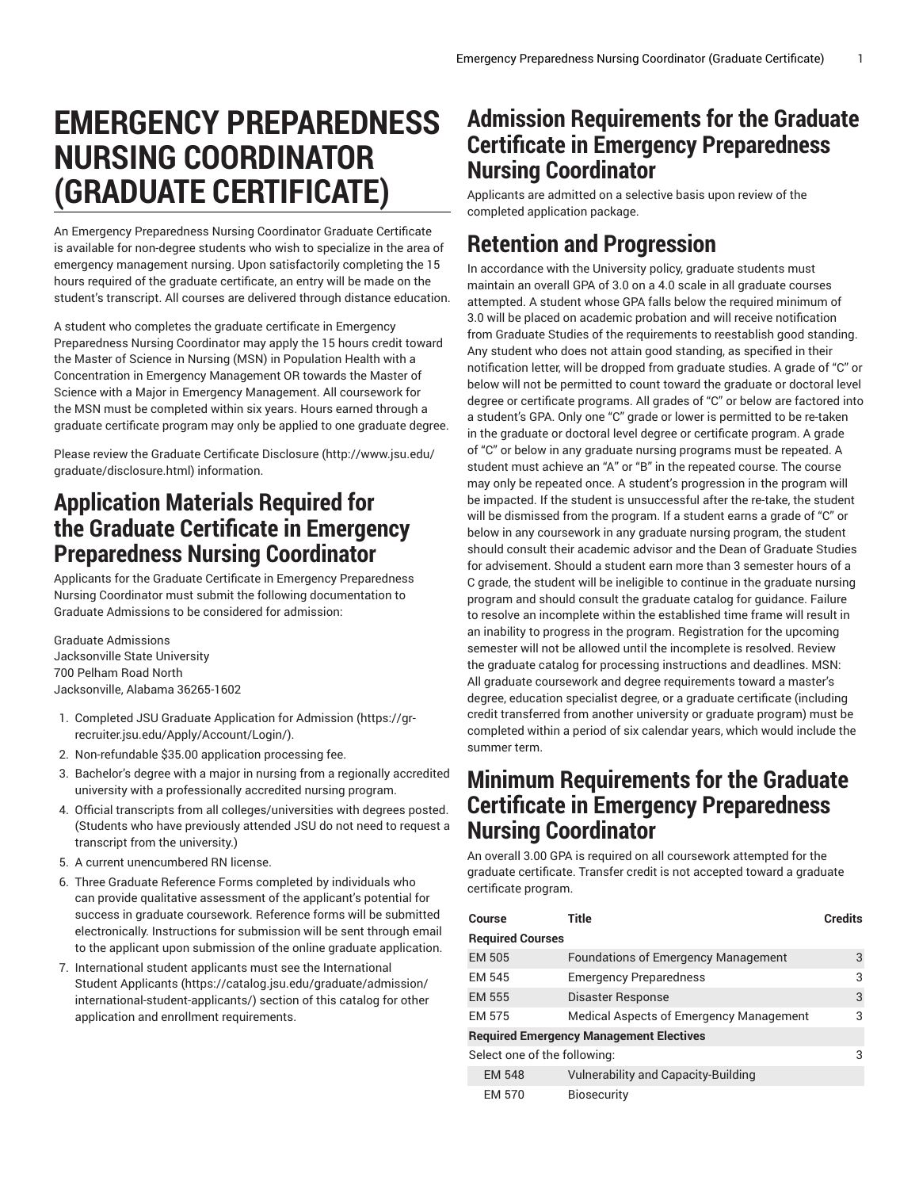# EMERGENCY PREPAREDNESS NURSING COORDINATOR (GRADUATE CERTIFICATE)

An Emergency Preparedness Nursing Coordinator Graduate Certificate is available for non-degree students who wish to specialize in the area of emergency management nursing. Upon satisfactorily completing the 15 hours required of the graduate certificate, an entry will be made on the student's transcript. All courses are delivered through distance education.

A student who completes the graduate certificate in Emergency Preparedness Nursing Coordinator may apply the 15 hours credit toward the Master of Science in Nursing (MSN) in Population Health with a Concentration in Emergency Management OR towards the Master of Science with a Major in Emergency Management. All coursework for the MSN must be completed within six years. Hours earned through a graduate certificate program may only be applied to one graduate degree.

Please review the Graduate Certificate Disclosure (http://www.jsu.edu/graduate/disclosure.html) information.

## Application Materials Required for the Graduate Certificate in Emergency Preparedness Nursing Coordinator

Applicants for the Graduate Certificate in Emergency Preparedness Nursing Coordinator must submit the following documentation to Graduate Admissions to be considered for admission:

Graduate Admissions
Jacksonville State University
700 Pelham Road North
Jacksonville, Alabama 36265-1602

1. Completed JSU Graduate Application for Admission (https://gr-recruiter.jsu.edu/Apply/Account/Login/).
2. Non-refundable $35.00 application processing fee.
3. Bachelor's degree with a major in nursing from a regionally accredited university with a professionally accredited nursing program.
4. Official transcripts from all colleges/universities with degrees posted. (Students who have previously attended JSU do not need to request a transcript from the university.)
5. A current unencumbered RN license.
6. Three Graduate Reference Forms completed by individuals who can provide qualitative assessment of the applicant's potential for success in graduate coursework. Reference forms will be submitted electronically. Instructions for submission will be sent through email to the applicant upon submission of the online graduate application.
7. International student applicants must see the International Student Applicants (https://catalog.jsu.edu/graduate/admission/international-student-applicants/) section of this catalog for other application and enrollment requirements.

## Admission Requirements for the Graduate Certificate in Emergency Preparedness Nursing Coordinator

Applicants are admitted on a selective basis upon review of the completed application package.

## Retention and Progression

In accordance with the University policy, graduate students must maintain an overall GPA of 3.0 on a 4.0 scale in all graduate courses attempted. A student whose GPA falls below the required minimum of 3.0 will be placed on academic probation and will receive notification from Graduate Studies of the requirements to reestablish good standing. Any student who does not attain good standing, as specified in their notification letter, will be dropped from graduate studies. A grade of "C" or below will not be permitted to count toward the graduate or doctoral level degree or certificate programs. All grades of "C" or below are factored into a student's GPA. Only one "C" grade or lower is permitted to be re-taken in the graduate or doctoral level degree or certificate program. A grade of "C" or below in any graduate nursing programs must be repeated. A student must achieve an "A" or "B" in the repeated course. The course may only be repeated once. A student's progression in the program will be impacted. If the student is unsuccessful after the re-take, the student will be dismissed from the program. If a student earns a grade of "C" or below in any coursework in any graduate nursing program, the student should consult their academic advisor and the Dean of Graduate Studies for advisement. Should a student earn more than 3 semester hours of a C grade, the student will be ineligible to continue in the graduate nursing program and should consult the graduate catalog for guidance. Failure to resolve an incomplete within the established time frame will result in an inability to progress in the program. Registration for the upcoming semester will not be allowed until the incomplete is resolved. Review the graduate catalog for processing instructions and deadlines. MSN: All graduate coursework and degree requirements toward a master's degree, education specialist degree, or a graduate certificate (including credit transferred from another university or graduate program) must be completed within a period of six calendar years, which would include the summer term.

## Minimum Requirements for the Graduate Certificate in Emergency Preparedness Nursing Coordinator

An overall 3.00 GPA is required on all coursework attempted for the graduate certificate. Transfer credit is not accepted toward a graduate certificate program.

| Course | Title | Credits |
|---|---|---|
| **Required Courses** | | |
| EM 505 | Foundations of Emergency Management | 3 |
| EM 545 | Emergency Preparedness | 3 |
| EM 555 | Disaster Response | 3 |
| EM 575 | Medical Aspects of Emergency Management | 3 |
| **Required Emergency Management Electives** | | |
| Select one of the following: | | 3 |
| EM 548 | Vulnerability and Capacity-Building | |
| EM 570 | Biosecurity | |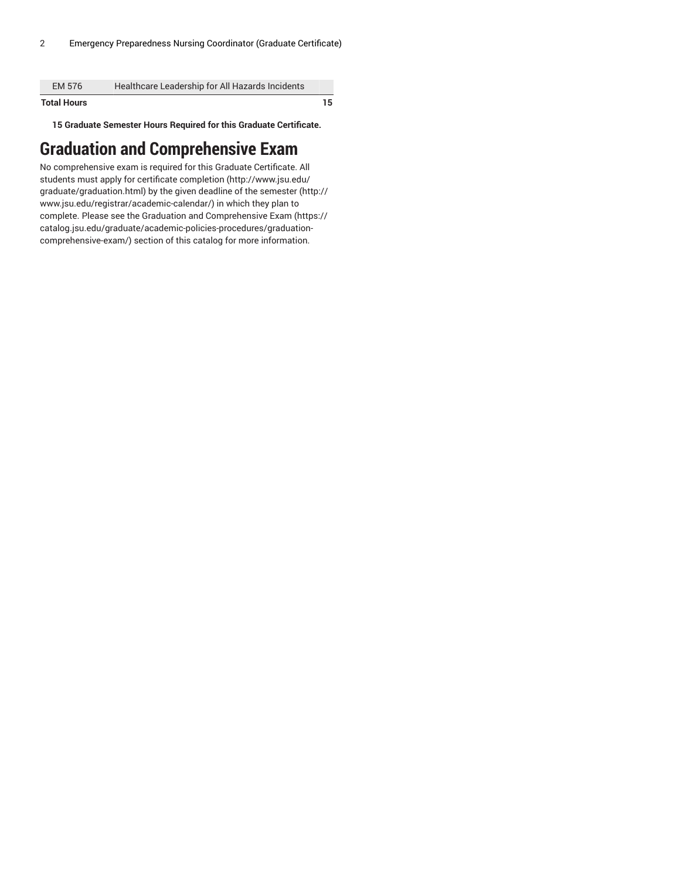| | | |
|---|---|---|
| EM 576 | Healthcare Leadership for All Hazards Incidents | |
| **Total Hours** | | **15** |

**15 Graduate Semester Hours Required for this Graduate Certificate.**

## Graduation and Comprehensive Exam

No comprehensive exam is required for this Graduate Certificate. All students must apply for certificate completion (http://www.jsu.edu/graduate/graduation.html) by the given deadline of the semester (http://www.jsu.edu/registrar/academic-calendar/) in which they plan to complete. Please see the Graduation and Comprehensive Exam (https://catalog.jsu.edu/graduate/academic-policies-procedures/graduation-comprehensive-exam/) section of this catalog for more information.